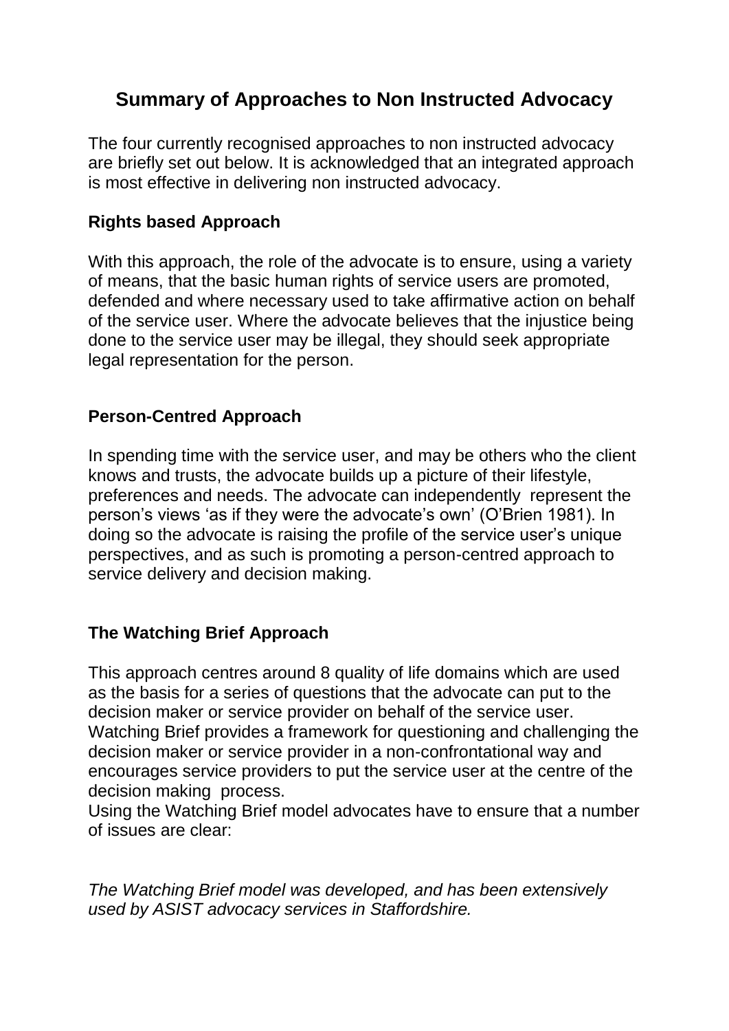# Summary of Approaches to Non Instructed Advocacy

The four currently recognised approaches to non instructed advocacy are briefly set out below. It is acknowledged that an integrated approach is most effective in delivering non instructed advocacy.

### Rights based Approach

With this approach, the role of the advocate is to ensure, using a variety of means, that the basic human rights of service users are promoted, defended and where necessary used to take affirmative action on behalf of the service user. Where the advocate believes that the injustice being done to the service user may be illegal, they should seek appropriate legal representation for the person.

### Person-Centred Approach

In spending time with the service user, and may be others who the client knows and trusts, the advocate builds up a picture of their lifestyle, preferences and needs. The advocate can independently represent the person's views 'as if they were the advocate's own' (O'Brien 1981). In doing so the advocate is raising the profile of the service user's unique perspectives, and as such is promoting a person-centred approach to service delivery and decision making.

### The Watching Brief Approach

This approach centres around 8 quality of life domains which are used as the basis for a series of questions that the advocate can put to the decision maker or service provider on behalf of the service user. Watching Brief provides a framework for questioning and challenging the decision maker or service provider in a non-confrontational way and encourages service providers to put the service user at the centre of the decision making process.
Using the Watching Brief model advocates have to ensure that a number of issues are clear:

*The Watching Brief model was developed, and has been extensively used by ASIST advocacy services in Staffordshire.*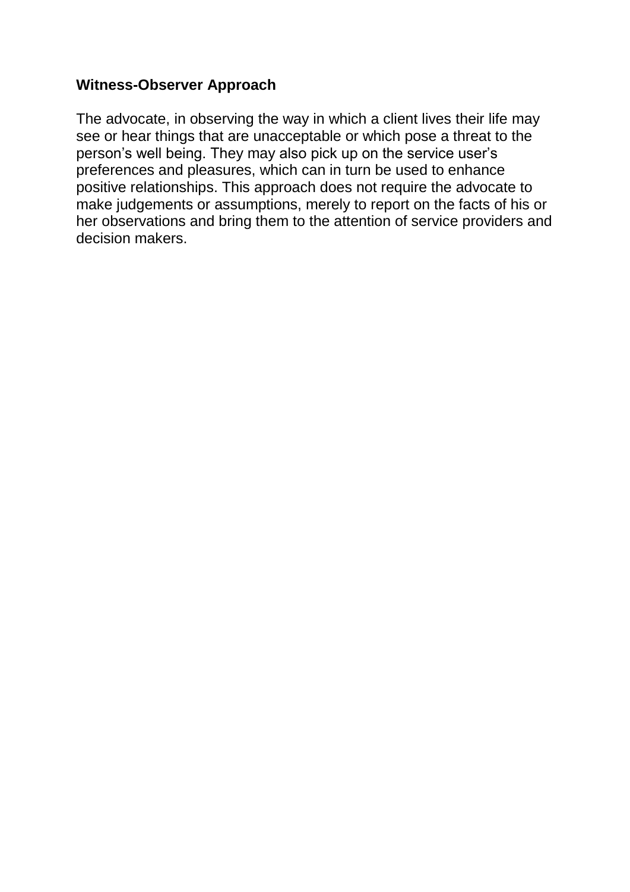**Witness-Observer Approach**

The advocate, in observing the way in which a client lives their life may see or hear things that are unacceptable or which pose a threat to the person's well being. They may also pick up on the service user's preferences and pleasures, which can in turn be used to enhance positive relationships. This approach does not require the advocate to make judgements or assumptions, merely to report on the facts of his or her observations and bring them to the attention of service providers and decision makers.